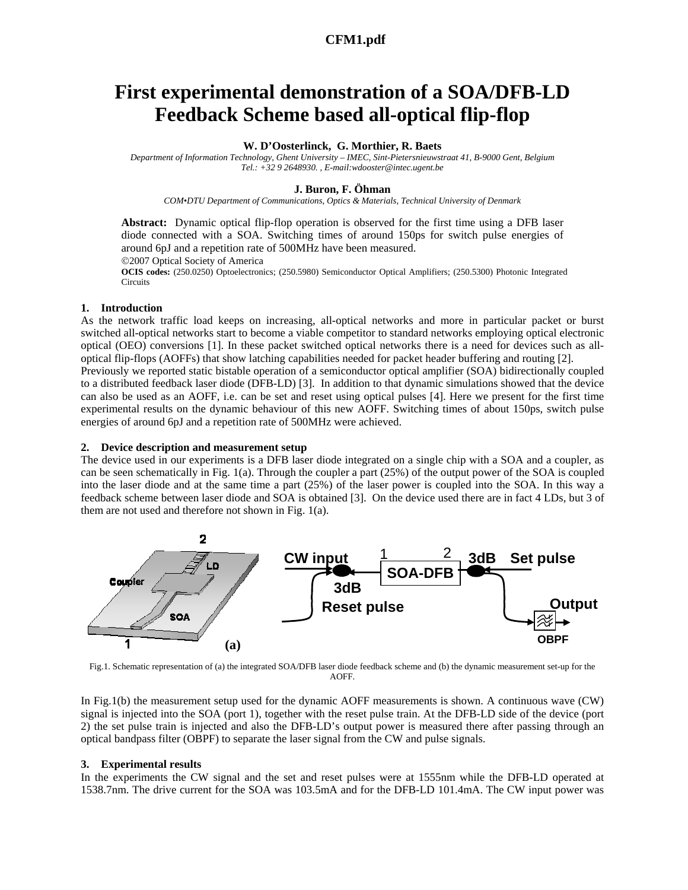CFM1.pdf

# First experimental demonstration of a SOA/DFB-LD Feedback Scheme based all-optical flip-flop

**W. D'Oosterlinck, G. Morthier, R. Baets**

*Department of Information Technology, Ghent University – IMEC, Sint-Pietersnieuwstraat 41, B-9000 Gent, Belgium*
*Tel.: +32 9 2648930. , E-mail:wdooster@intec.ugent.be*

**J. Buron, F. Öhman**

*COM•DTU Department of Communications, Optics & Materials, Technical University of Denmark*

**Abstract:** Dynamic optical flip-flop operation is observed for the first time using a DFB laser diode connected with a SOA. Switching times of around 150ps for switch pulse energies of around 6pJ and a repetition rate of 500MHz have been measured.

©2007 Optical Society of America

**OCIS codes:** (250.0250) Optoelectronics; (250.5980) Semiconductor Optical Amplifiers; (250.5300) Photonic Integrated Circuits

## 1. Introduction

As the network traffic load keeps on increasing, all-optical networks and more in particular packet or burst switched all-optical networks start to become a viable competitor to standard networks employing optical electronic optical (OEO) conversions [1]. In these packet switched optical networks there is a need for devices such as all-optical flip-flops (AOFFs) that show latching capabilities needed for packet header buffering and routing [2].

Previously we reported static bistable operation of a semiconductor optical amplifier (SOA) bidirectionally coupled to a distributed feedback laser diode (DFB-LD) [3]. In addition to that dynamic simulations showed that the device can also be used as an AOFF, i.e. can be set and reset using optical pulses [4]. Here we present for the first time experimental results on the dynamic behaviour of this new AOFF. Switching times of about 150ps, switch pulse energies of around 6pJ and a repetition rate of 500MHz were achieved.

## 2. Device description and measurement setup

The device used in our experiments is a DFB laser diode integrated on a single chip with a SOA and a coupler, as can be seen schematically in Fig. 1(a). Through the coupler a part (25%) of the output power of the SOA is coupled into the laser diode and at the same time a part (25%) of the laser power is coupled into the SOA. In this way a feedback scheme between laser diode and SOA is obtained [3]. On the device used there are in fact 4 LDs, but 3 of them are not used and therefore not shown in Fig. 1(a).

Fig.1. Schematic representation of (a) the integrated SOA/DFB laser diode feedback scheme and (b) the dynamic measurement set-up for the AOFF.

In Fig.1(b) the measurement setup used for the dynamic AOFF measurements is shown. A continuous wave (CW) signal is injected into the SOA (port 1), together with the reset pulse train. At the DFB-LD side of the device (port 2) the set pulse train is injected and also the DFB-LD's output power is measured there after passing through an optical bandpass filter (OBPF) to separate the laser signal from the CW and pulse signals.

## 3. Experimental results

In the experiments the CW signal and the set and reset pulses were at 1555nm while the DFB-LD operated at 1538.7nm. The drive current for the SOA was 103.5mA and for the DFB-LD 101.4mA. The CW input power was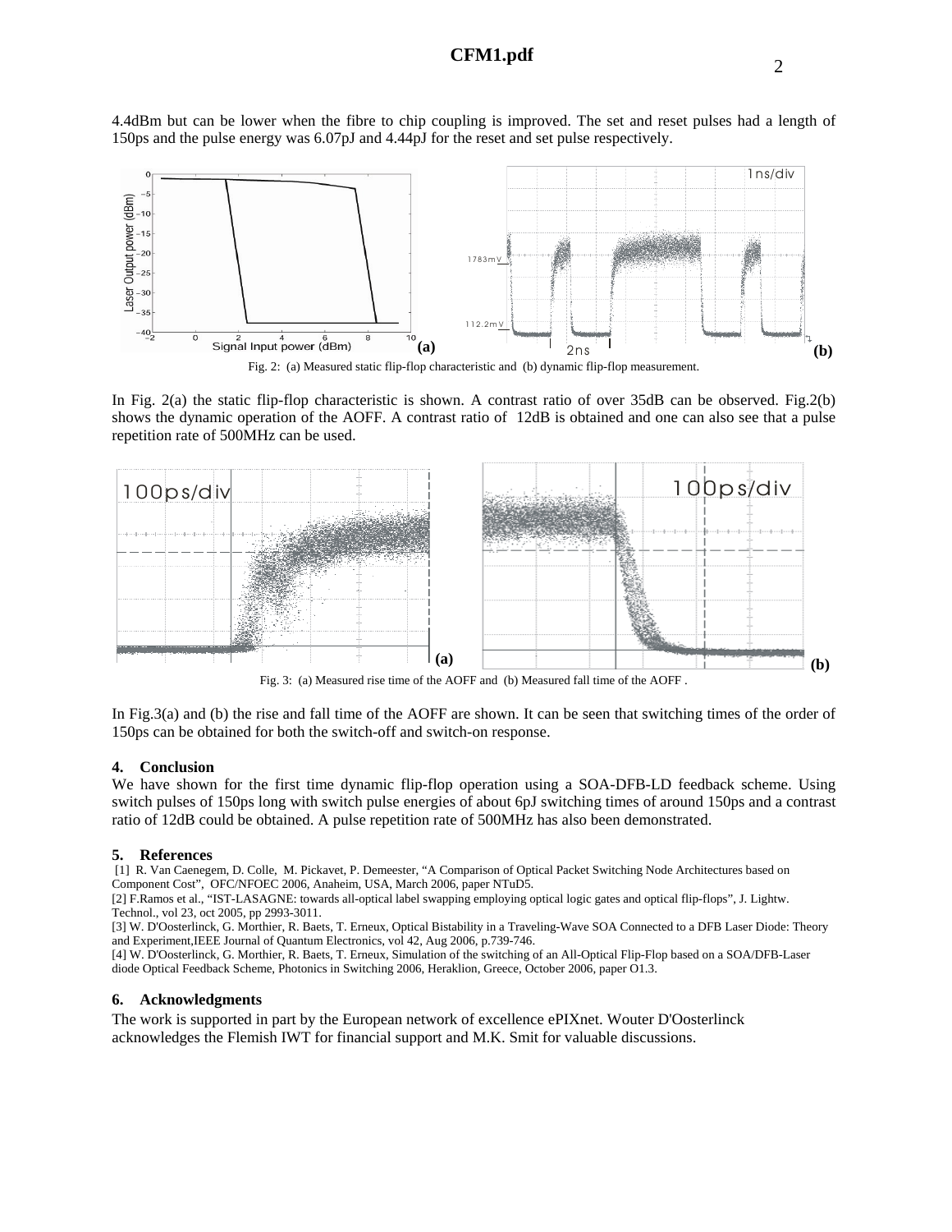4.4dBm but can be lower when the fibre to chip coupling is improved. The set and reset pulses had a length of 150ps and the pulse energy was 6.07pJ and 4.44pJ for the reset and set pulse respectively.

Laser Output power (dBm)
0
-5
-10
-15
-20
-25
-30
-35
-40
-2
0
2
4
6
8
10
Signal Input power (dBm)
(a)

1ns/div
1783mV
112.2mV
2ns
(b)

Fig. 2: (a) Measured static flip-flop characteristic and (b) dynamic flip-flop measurement.

In Fig. 2(a) the static flip-flop characteristic is shown. A contrast ratio of over 35dB can be observed. Fig.2(b) shows the dynamic operation of the AOFF. A contrast ratio of 12dB is obtained and one can also see that a pulse repetition rate of 500MHz can be used.

100ps/div
(a)

100ps/div
(b)

Fig. 3: (a) Measured rise time of the AOFF and (b) Measured fall time of the AOFF .

In Fig.3(a) and (b) the rise and fall time of the AOFF are shown. It can be seen that switching times of the order of 150ps can be obtained for both the switch-off and switch-on response.

## 4. Conclusion

We have shown for the first time dynamic flip-flop operation using a SOA-DFB-LD feedback scheme. Using switch pulses of 150ps long with switch pulse energies of about 6pJ switching times of around 150ps and a contrast ratio of 12dB could be obtained. A pulse repetition rate of 500MHz has also been demonstrated.

## 5. References

[1] R. Van Caenegem, D. Colle, M. Pickavet, P. Demeester, "A Comparison of Optical Packet Switching Node Architectures based on Component Cost", OFC/NFOEC 2006, Anaheim, USA, March 2006, paper NTuD5.

[2] F.Ramos et al., "IST-LASAGNE: towards all-optical label swapping employing optical logic gates and optical flip-flops", J. Lightw. Technol., vol 23, oct 2005, pp 2993-3011.

[3] W. D'Oosterlinck, G. Morthier, R. Baets, T. Erneux, Optical Bistability in a Traveling-Wave SOA Connected to a DFB Laser Diode: Theory and Experiment,IEEE Journal of Quantum Electronics, vol 42, Aug 2006, p.739-746.

[4] W. D'Oosterlinck, G. Morthier, R. Baets, T. Erneux, Simulation of the switching of an All-Optical Flip-Flop based on a SOA/DFB-Laser diode Optical Feedback Scheme, Photonics in Switching 2006, Heraklion, Greece, October 2006, paper O1.3.

## 6. Acknowledgments

The work is supported in part by the European network of excellence ePIXnet. Wouter D'Oosterlinck acknowledges the Flemish IWT for financial support and M.K. Smit for valuable discussions.